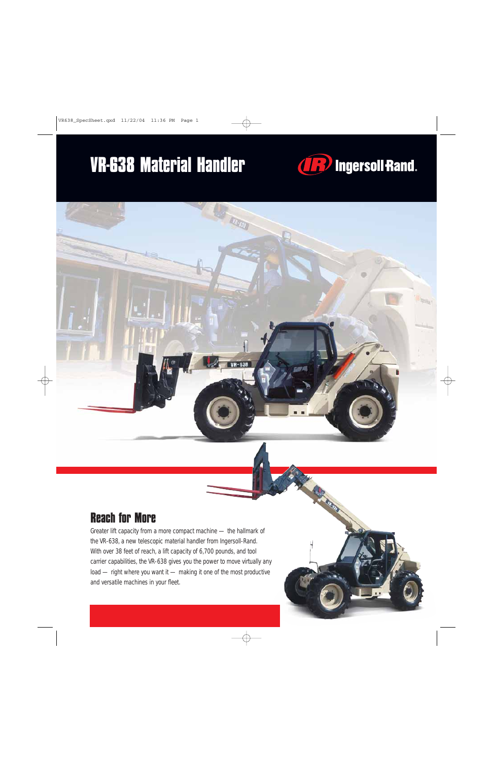# VR-638 Material Handler

Ingersoll Rand

## Reach for More

Greater lift capacity from a more compact machine — the hallmark of the VR-638, a new telescopic material handler from Ingersoll-Rand. With over 38 feet of reach, a lift capacity of 6,700 pounds, and tool carrier capabilities, the VR-638 gives you the power to move virtually any load — right where you want it — making it one of the most productive and versatile machines in your fleet.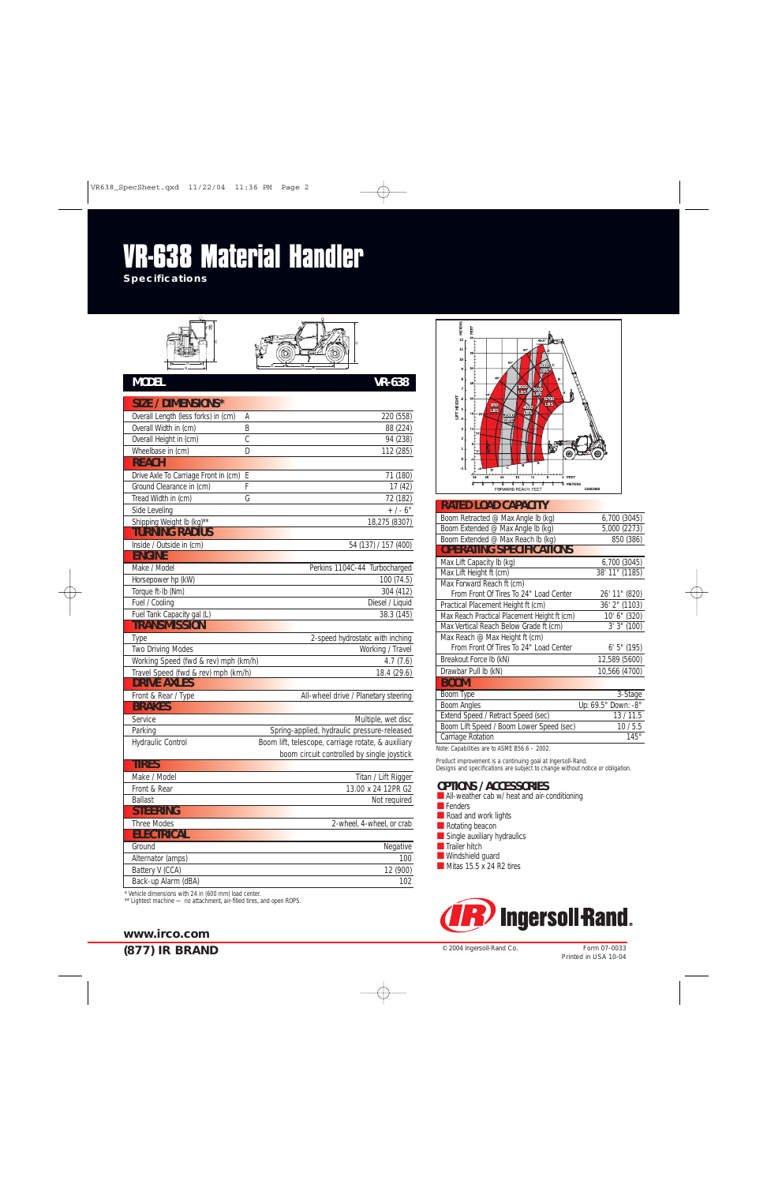# VR-638 Material Handler

**Specifications**

| MODEL | | VR-638 |
|---|---|---|
| **SIZE / DIMENSIONS*** | | |
| Overall Length (less forks) in (cm) | A | 220 (558) |
| Overall Width in (cm) | B | 88 (224) |
| Overall Height in (cm) | C | 94 (238) |
| Wheelbase in (cm) | D | 112 (285) |
| **REACH** | | |
| Drive Axle To Carriage Front in (cm) | E | 71 (180) |
| Ground Clearance in (cm) | F | 17 (42) |
| Tread Width in (cm) | G | 72 (182) |
| Side Leveling | | + / - 6° |
| Shipping Weight lb (kg)** | | 18,275 (8307) |
| **TURNING RADIUS** | | |
| Inside / Outside in (cm) | | 54 (137) / 157 (400) |
| **ENGINE** | | |
| Make / Model | | Perkins 1104C-44 Turbocharged |
| Horsepower hp (kW) | | 100 (74.5) |
| Torque ft-lb (Nm) | | 304 (412) |
| Fuel / Cooling | | Diesel / Liquid |
| Fuel Tank Capacity gal (L) | | 38.3 (145) |
| **TRANSMISSION** | | |
| Type | | 2-speed hydrostatic with inching |
| Two Driving Modes | | Working / Travel |
| Working Speed (fwd & rev) mph (km/h) | | 4.7 (7.6) |
| Travel Speed (fwd & rev) mph (km/h) | | 18.4 (29.6) |
| **DRIVE AXLES** | | |
| Front & Rear / Type | | All-wheel drive / Planetary steering |
| **BRAKES** | | |
| Service | | Multiple, wet disc |
| Parking | | Spring-applied, hydraulic pressure-released |
| Hydraulic Control | | Boom lift, telescope, carriage rotate, & auxiliary boom circuit controlled by single joystick |
| **TIRES** | | |
| Make / Model | | Titan / Lift Rigger |
| Front & Rear | | 13.00 x 24 12PR G2 |
| Ballast | | Not required |
| **STEERING** | | |
| Three Modes | | 2-wheel, 4-wheel, or crab |
| **ELECTRICAL** | | |
| Ground | | Negative |
| Alternator (amps) | | 100 |
| Battery V (CCA) | | 12 (900) |
| Back-up Alarm (dBA) | | 102 |

\* Vehicle dimensions with 24 in (600 mm) load center.
\** Lightest machine — no attachment, air-filled tires, and open ROPS.

METERS
FEET
LIFT HEIGHT
FORWARD REACH, FEET
850 LBS
3000 LBS
4000 LBS
5000 LBS
6000 LBS
6700 LBS
69.5°
60°
50°
40°
30°
15°

| RATED LOAD CAPACITY | |
|---|---|
| Boom Retracted @ Max Angle lb (kg) | 6,700 (3045) |
| Boom Extended @ Max Angle lb (kg) | 5,000 (2273) |
| Boom Extended @ Max Reach lb (kg) | 850 (386) |
| **OPERATING SPECIFICATIONS** | |
| Max Lift Capacity lb (kg) | 6,700 (3045) |
| Max Lift Height ft (cm) | 38' 11" (1185) |
| Max Forward Reach ft (cm) From Front Of Tires To 24" Load Center | 26' 11" (820) |
| Practical Placement Height ft (cm) | 36' 2" (1103) |
| Max Reach Practical Placement Height ft (cm) | 10' 6" (320) |
| Max Vertical Reach Below Grade ft (cm) | 3' 3" (100) |
| Max Reach @ Max Height ft (cm) From Front Of Tires To 24" Load Center | 6' 5" (195) |
| Breakout Force lb (kN) | 12,589 (5600) |
| Drawbar Pull lb (kN) | 10,566 (4700) |
| **BOOM** | |
| Boom Type | 3-Stage |
| Boom Angles | Up: 69.5° Down: -8° |
| Extend Speed / Retract Speed (sec) | 13 / 11.5 |
| Boom Lift Speed / Boom Lower Speed (sec) | 10 / 5.5 |
| Carriage Rotation | 145° |

Note: Capabilities are to ASME B56.6 – 2002.

Product improvement is a continuing goal at Ingersoll-Rand.
Designs and specifications are subject to change without notice or obligation.

## OPTIONS / ACCESSORIES

- All-weather cab w/ heat and air-conditioning
- Fenders
- Road and work lights
- Rotating beacon
- Single auxiliary hydraulics
- Trailer hitch
- Windshield guard
- Mitas 15.5 x 24 R2 tires

IR Ingersoll Rand

**www.irco.com**
**(877) IR BRAND**

© 2004 Ingersoll-Rand Co.

Form 07-0033
Printed in USA 10-04